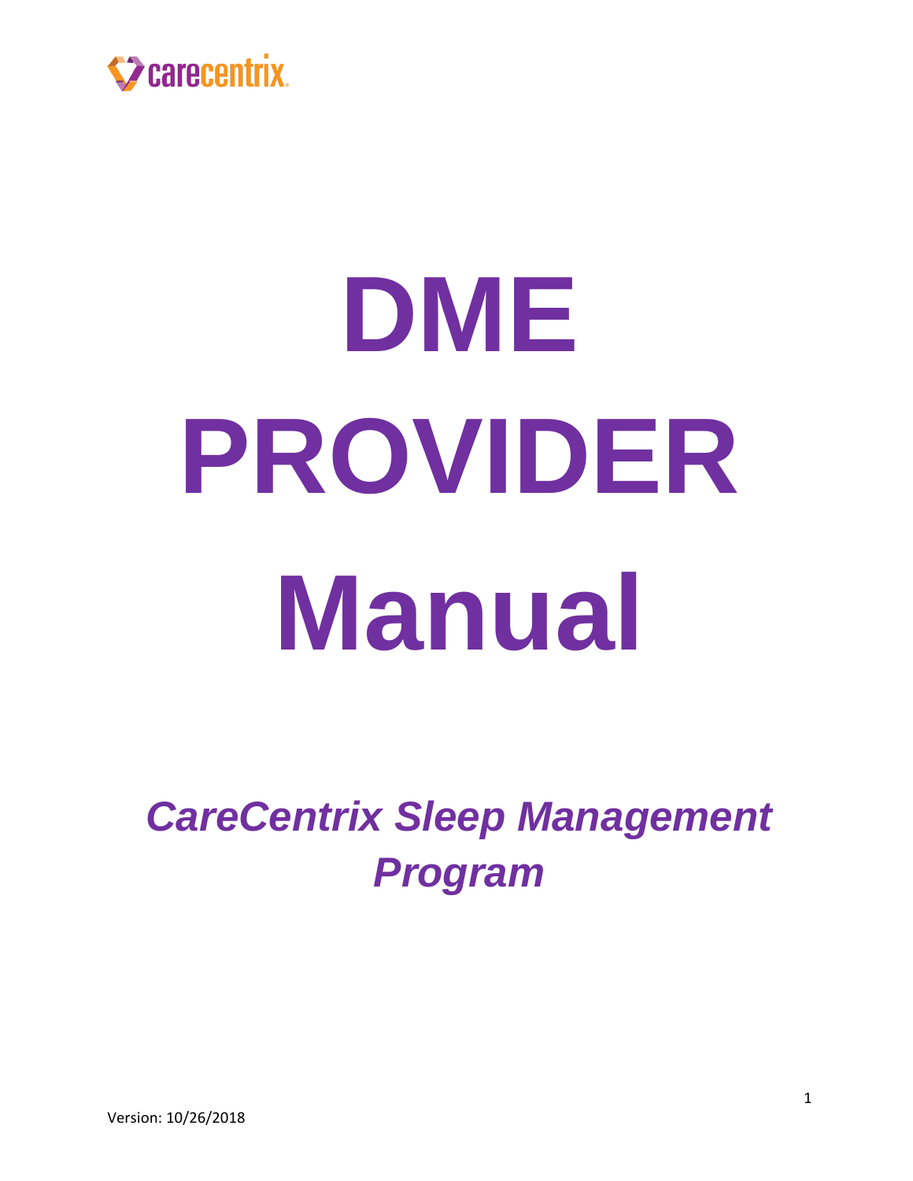# DME PROVIDER Manual

## *CareCentrix Sleep Management Program*

Version: 10/26/2018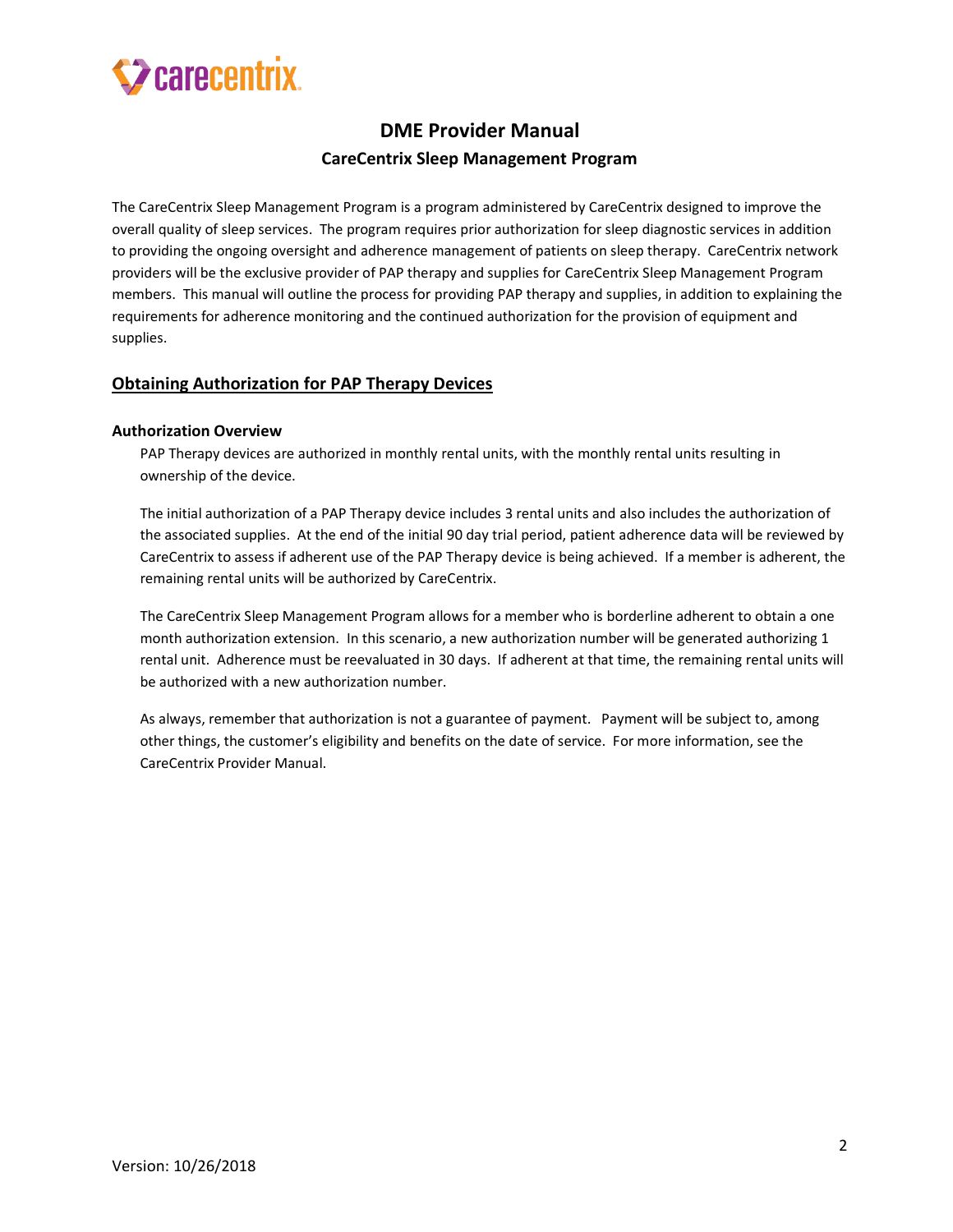# DME Provider Manual

## CareCentrix Sleep Management Program

The CareCentrix Sleep Management Program is a program administered by CareCentrix designed to improve the overall quality of sleep services. The program requires prior authorization for sleep diagnostic services in addition to providing the ongoing oversight and adherence management of patients on sleep therapy. CareCentrix network providers will be the exclusive provider of PAP therapy and supplies for CareCentrix Sleep Management Program members. This manual will outline the process for providing PAP therapy and supplies, in addition to explaining the requirements for adherence monitoring and the continued authorization for the provision of equipment and supplies.

## Obtaining Authorization for PAP Therapy Devices

### Authorization Overview

PAP Therapy devices are authorized in monthly rental units, with the monthly rental units resulting in ownership of the device.

The initial authorization of a PAP Therapy device includes 3 rental units and also includes the authorization of the associated supplies. At the end of the initial 90 day trial period, patient adherence data will be reviewed by CareCentrix to assess if adherent use of the PAP Therapy device is being achieved. If a member is adherent, the remaining rental units will be authorized by CareCentrix.

The CareCentrix Sleep Management Program allows for a member who is borderline adherent to obtain a one month authorization extension. In this scenario, a new authorization number will be generated authorizing 1 rental unit. Adherence must be reevaluated in 30 days. If adherent at that time, the remaining rental units will be authorized with a new authorization number.

As always, remember that authorization is not a guarantee of payment. Payment will be subject to, among other things, the customer's eligibility and benefits on the date of service. For more information, see the CareCentrix Provider Manual.

Version: 10/26/2018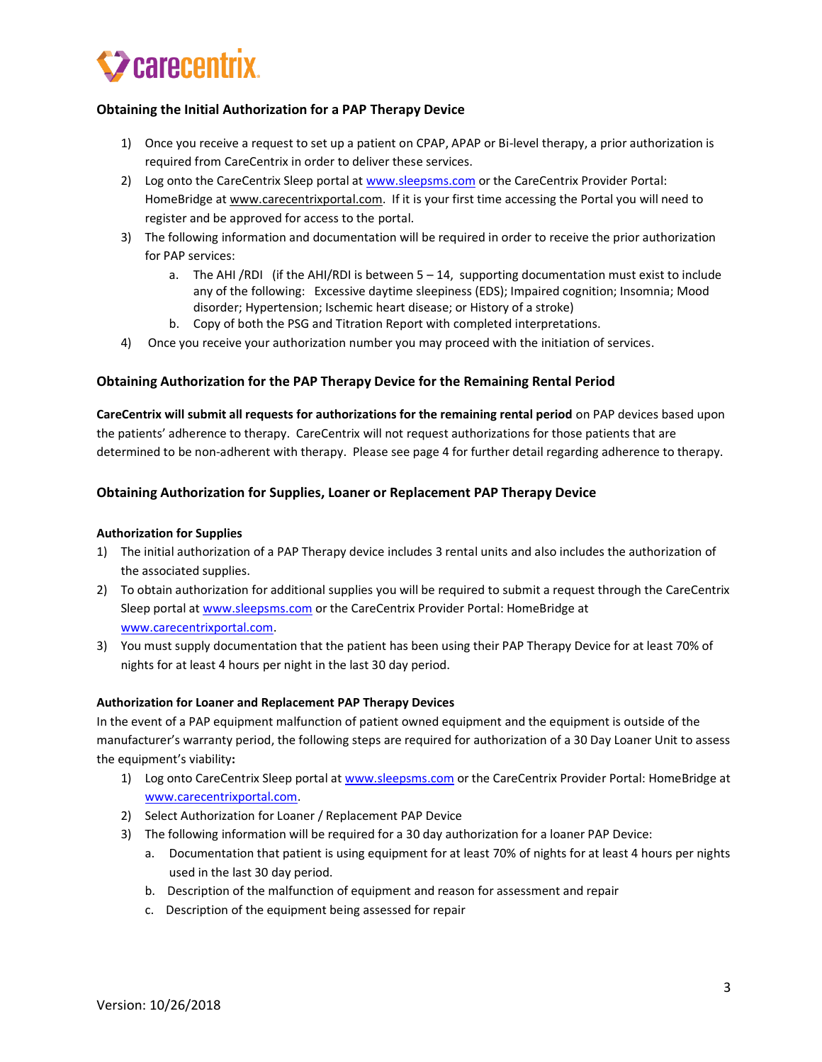## Obtaining the Initial Authorization for a PAP Therapy Device

1) Once you receive a request to set up a patient on CPAP, APAP or Bi-level therapy, a prior authorization is required from CareCentrix in order to deliver these services.
2) Log onto the CareCentrix Sleep portal at www.sleepsms.com or the CareCentrix Provider Portal: HomeBridge at www.carecentrixportal.com. If it is your first time accessing the Portal you will need to register and be approved for access to the portal.
3) The following information and documentation will be required in order to receive the prior authorization for PAP services:
   a. The AHI /RDI (if the AHI/RDI is between 5 – 14, supporting documentation must exist to include any of the following: Excessive daytime sleepiness (EDS); Impaired cognition; Insomnia; Mood disorder; Hypertension; Ischemic heart disease; or History of a stroke)
   b. Copy of both the PSG and Titration Report with completed interpretations.
4) Once you receive your authorization number you may proceed with the initiation of services.

## Obtaining Authorization for the PAP Therapy Device for the Remaining Rental Period

**CareCentrix will submit all requests for authorizations for the remaining rental period** on PAP devices based upon the patients' adherence to therapy. CareCentrix will not request authorizations for those patients that are determined to be non-adherent with therapy. Please see page 4 for further detail regarding adherence to therapy.

## Obtaining Authorization for Supplies, Loaner or Replacement PAP Therapy Device

### Authorization for Supplies

1) The initial authorization of a PAP Therapy device includes 3 rental units and also includes the authorization of the associated supplies.
2) To obtain authorization for additional supplies you will be required to submit a request through the CareCentrix Sleep portal at www.sleepsms.com or the CareCentrix Provider Portal: HomeBridge at www.carecentrixportal.com.
3) You must supply documentation that the patient has been using their PAP Therapy Device for at least 70% of nights for at least 4 hours per night in the last 30 day period.

### Authorization for Loaner and Replacement PAP Therapy Devices

In the event of a PAP equipment malfunction of patient owned equipment and the equipment is outside of the manufacturer's warranty period, the following steps are required for authorization of a 30 Day Loaner Unit to assess the equipment's viability**:**

1) Log onto CareCentrix Sleep portal at www.sleepsms.com or the CareCentrix Provider Portal: HomeBridge at www.carecentrixportal.com.
2) Select Authorization for Loaner / Replacement PAP Device
3) The following information will be required for a 30 day authorization for a loaner PAP Device:
   a. Documentation that patient is using equipment for at least 70% of nights for at least 4 hours per nights used in the last 30 day period.
   b. Description of the malfunction of equipment and reason for assessment and repair
   c. Description of the equipment being assessed for repair

Version: 10/26/2018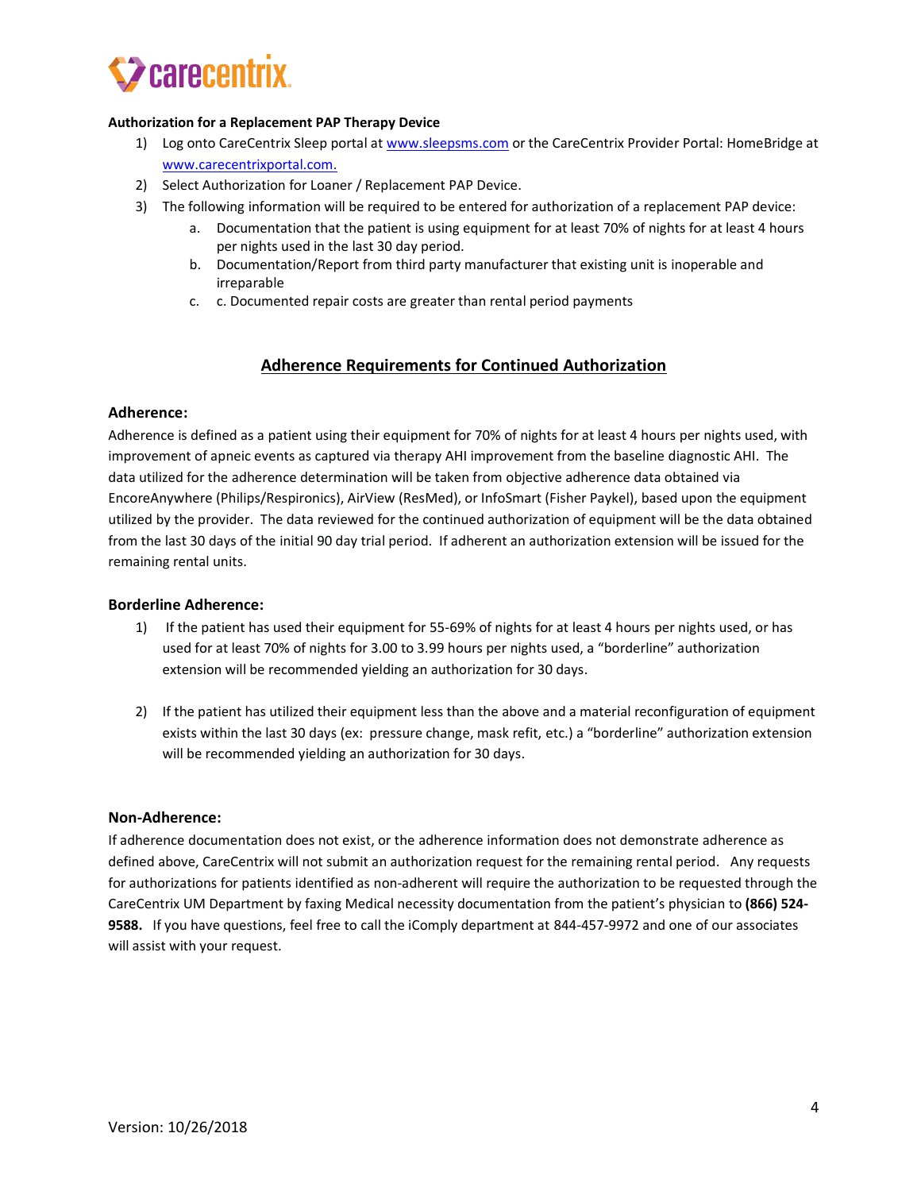**Authorization for a Replacement PAP Therapy Device**

1) Log onto CareCentrix Sleep portal at www.sleepsms.com or the CareCentrix Provider Portal: HomeBridge at www.carecentrixportal.com.
2) Select Authorization for Loaner / Replacement PAP Device.
3) The following information will be required to be entered for authorization of a replacement PAP device:
    a. Documentation that the patient is using equipment for at least 70% of nights for at least 4 hours per nights used in the last 30 day period.
    b. Documentation/Report from third party manufacturer that existing unit is inoperable and irreparable
    c. c. Documented repair costs are greater than rental period payments

## Adherence Requirements for Continued Authorization

### Adherence:

Adherence is defined as a patient using their equipment for 70% of nights for at least 4 hours per nights used, with improvement of apneic events as captured via therapy AHI improvement from the baseline diagnostic AHI. The data utilized for the adherence determination will be taken from objective adherence data obtained via EncoreAnywhere (Philips/Respironics), AirView (ResMed), or InfoSmart (Fisher Paykel), based upon the equipment utilized by the provider. The data reviewed for the continued authorization of equipment will be the data obtained from the last 30 days of the initial 90 day trial period. If adherent an authorization extension will be issued for the remaining rental units.

### Borderline Adherence:

1) If the patient has used their equipment for 55-69% of nights for at least 4 hours per nights used, or has used for at least 70% of nights for 3.00 to 3.99 hours per nights used, a "borderline" authorization extension will be recommended yielding an authorization for 30 days.

2) If the patient has utilized their equipment less than the above and a material reconfiguration of equipment exists within the last 30 days (ex: pressure change, mask refit, etc.) a "borderline" authorization extension will be recommended yielding an authorization for 30 days.

### Non-Adherence:

If adherence documentation does not exist, or the adherence information does not demonstrate adherence as defined above, CareCentrix will not submit an authorization request for the remaining rental period. Any requests for authorizations for patients identified as non-adherent will require the authorization to be requested through the CareCentrix UM Department by faxing Medical necessity documentation from the patient's physician to **(866) 524-9588.** If you have questions, feel free to call the iComply department at 844-457-9972 and one of our associates will assist with your request.

Version: 10/26/2018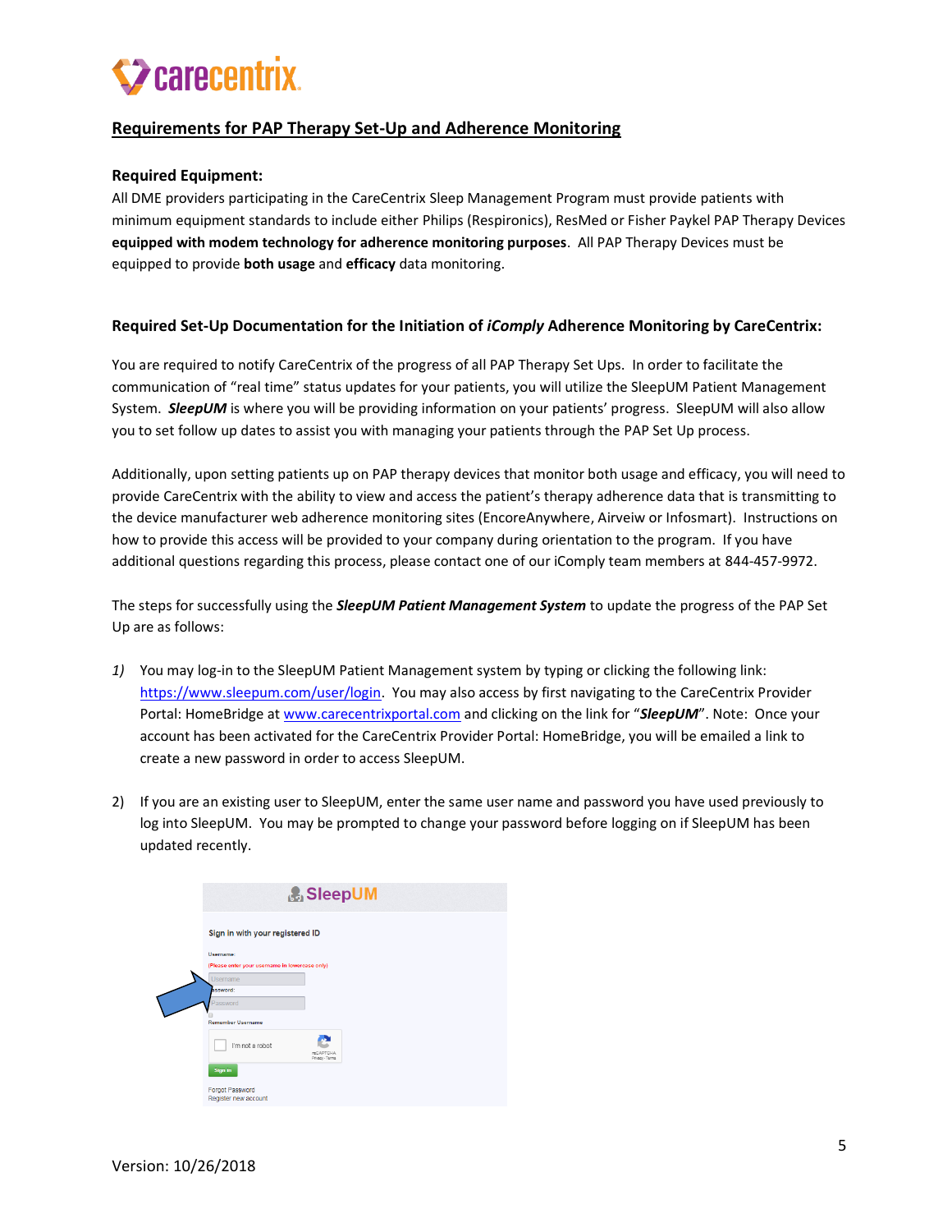## Requirements for PAP Therapy Set-Up and Adherence Monitoring

**Required Equipment:**

All DME providers participating in the CareCentrix Sleep Management Program must provide patients with minimum equipment standards to include either Philips (Respironics), ResMed or Fisher Paykel PAP Therapy Devices **equipped with modem technology for adherence monitoring purposes**. All PAP Therapy Devices must be equipped to provide **both usage** and **efficacy** data monitoring.

**Required Set-Up Documentation for the Initiation of *iComply* Adherence Monitoring by CareCentrix:**

You are required to notify CareCentrix of the progress of all PAP Therapy Set Ups. In order to facilitate the communication of "real time" status updates for your patients, you will utilize the SleepUM Patient Management System. ***SleepUM*** is where you will be providing information on your patients' progress. SleepUM will also allow you to set follow up dates to assist you with managing your patients through the PAP Set Up process.

Additionally, upon setting patients up on PAP therapy devices that monitor both usage and efficacy, you will need to provide CareCentrix with the ability to view and access the patient's therapy adherence data that is transmitting to the device manufacturer web adherence monitoring sites (EncoreAnywhere, Airveiw or Infosmart). Instructions on how to provide this access will be provided to your company during orientation to the program. If you have additional questions regarding this process, please contact one of our iComply team members at 844-457-9972.

The steps for successfully using the ***SleepUM Patient Management System*** to update the progress of the PAP Set Up are as follows:

1) You may log-in to the SleepUM Patient Management system by typing or clicking the following link: https://www.sleepum.com/user/login. You may also access by first navigating to the CareCentrix Provider Portal: HomeBridge at www.carecentrixportal.com and clicking on the link for "***SleepUM***". Note: Once your account has been activated for the CareCentrix Provider Portal: HomeBridge, you will be emailed a link to create a new password in order to access SleepUM.

2) If you are an existing user to SleepUM, enter the same user name and password you have used previously to log into SleepUM. You may be prompted to change your password before logging on if SleepUM has been updated recently.

Version: 10/26/2018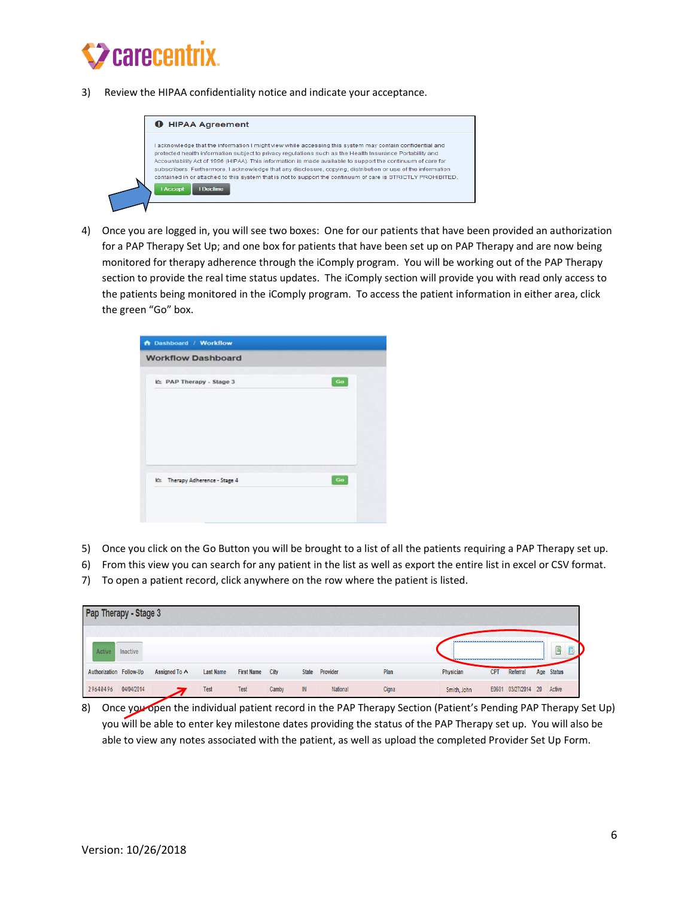3) Review the HIPAA confidentiality notice and indicate your acceptance.

4) Once you are logged in, you will see two boxes: One for our patients that have been provided an authorization for a PAP Therapy Set Up; and one box for patients that have been set up on PAP Therapy and are now being monitored for therapy adherence through the iComply program. You will be working out of the PAP Therapy section to provide the real time status updates. The iComply section will provide you with read only access to the patients being monitored in the iComply program. To access the patient information in either area, click the green "Go" box.

5) Once you click on the Go Button you will be brought to a list of all the patients requiring a PAP Therapy set up.
6) From this view you can search for any patient in the list as well as export the entire list in excel or CSV format.
7) To open a patient record, click anywhere on the row where the patient is listed.

8) Once you open the individual patient record in the PAP Therapy Section (Patient's Pending PAP Therapy Set Up) you will be able to enter key milestone dates providing the status of the PAP Therapy set up. You will also be able to view any notes associated with the patient, as well as upload the completed Provider Set Up Form.

Version: 10/26/2018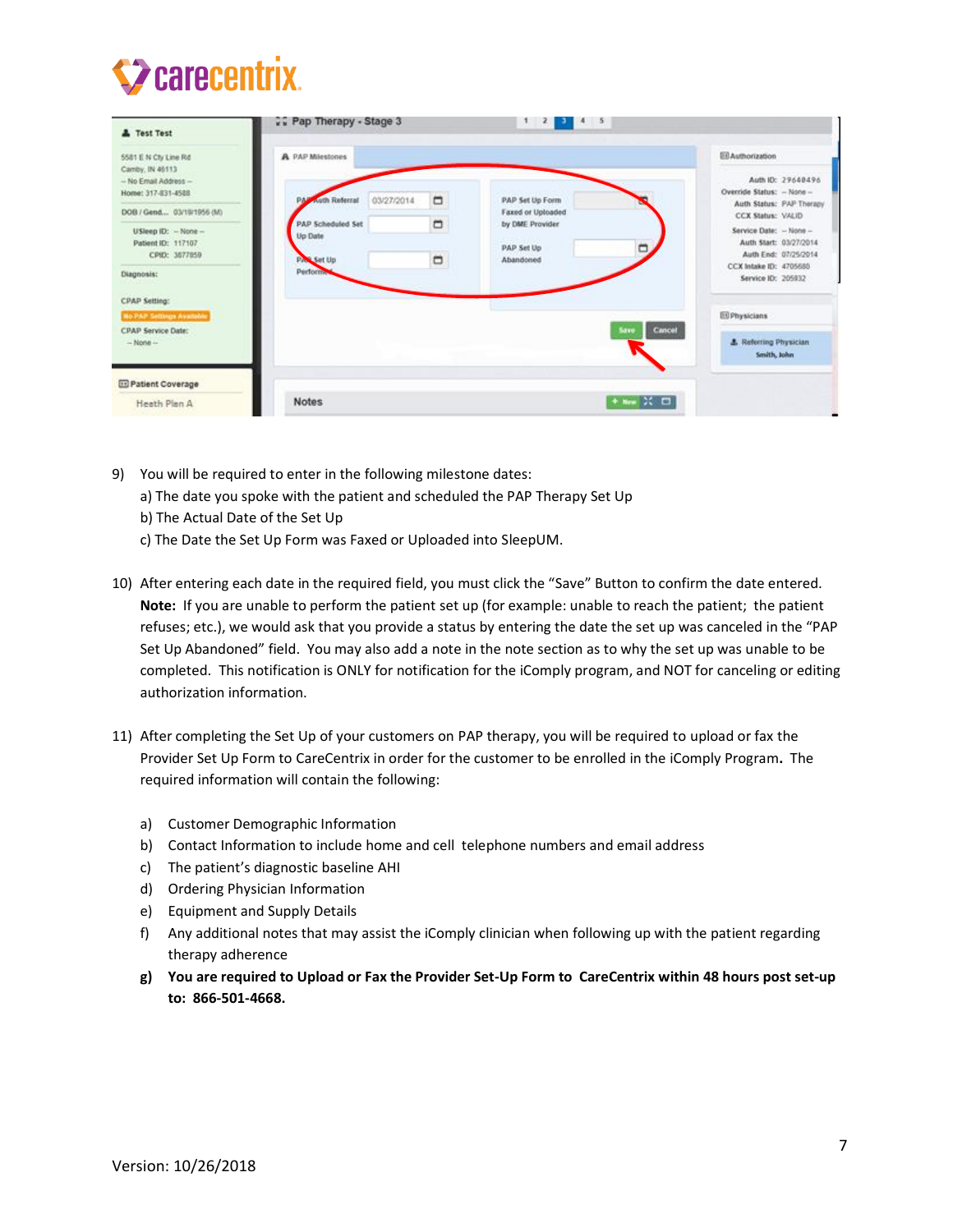9) You will be required to enter in the following milestone dates:
   a) The date you spoke with the patient and scheduled the PAP Therapy Set Up
   b) The Actual Date of the Set Up
   c) The Date the Set Up Form was Faxed or Uploaded into SleepUM.

10) After entering each date in the required field, you must click the "Save" Button to confirm the date entered. **Note:** If you are unable to perform the patient set up (for example: unable to reach the patient; the patient refuses; etc.), we would ask that you provide a status by entering the date the set up was canceled in the "PAP Set Up Abandoned" field. You may also add a note in the note section as to why the set up was unable to be completed. This notification is ONLY for notification for the iComply program, and NOT for canceling or editing authorization information.

11) After completing the Set Up of your customers on PAP therapy, you will be required to upload or fax the Provider Set Up Form to CareCentrix in order for the customer to be enrolled in the iComply Program**.** The required information will contain the following:

    a) Customer Demographic Information
    b) Contact Information to include home and cell telephone numbers and email address
    c) The patient's diagnostic baseline AHI
    d) Ordering Physician Information
    e) Equipment and Supply Details
    f) Any additional notes that may assist the iComply clinician when following up with the patient regarding therapy adherence
    **g) You are required to Upload or Fax the Provider Set-Up Form to CareCentrix within 48 hours post set-up to: 866-501-4668.**

Version: 10/26/2018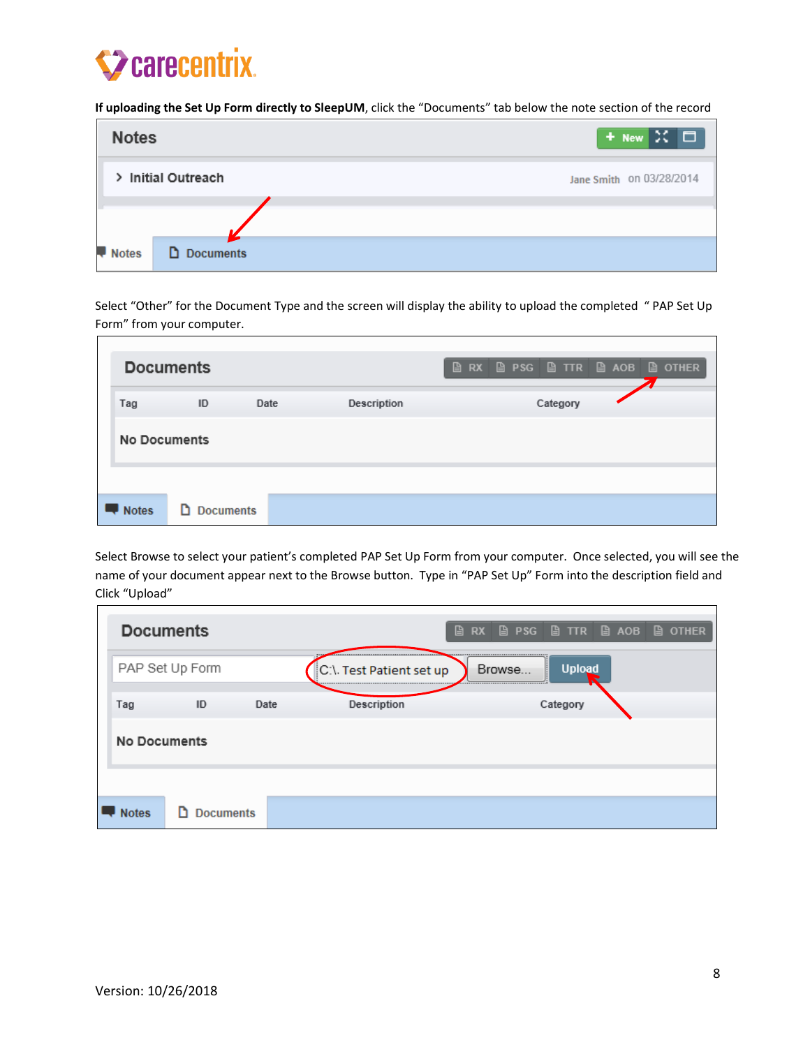**If uploading the Set Up Form directly to SleepUM**, click the "Documents" tab below the note section of the record

Select "Other" for the Document Type and the screen will display the ability to upload the completed " PAP Set Up Form" from your computer.

Select Browse to select your patient's completed PAP Set Up Form from your computer. Once selected, you will see the name of your document appear next to the Browse button. Type in "PAP Set Up" Form into the description field and Click "Upload"

Version: 10/26/2018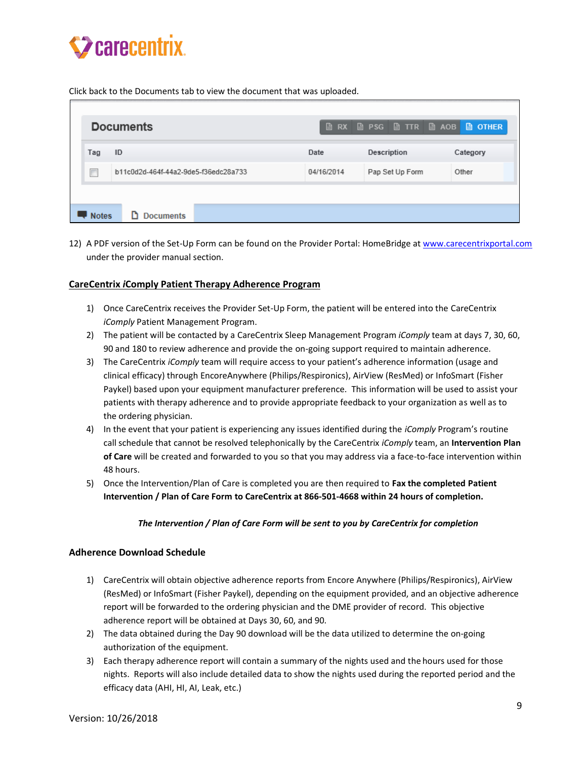Click back to the Documents tab to view the document that was uploaded.

**Documents** — RX | PSG | TTR | AOB | OTHER

| Tag | ID | Date | Description | Category |
|---|---|---|---|---|
| ☐ | b11c0d2d-464f-44a2-9de5-f36edc28a733 | 04/16/2014 | Pap Set Up Form | Other |

Notes | Documents

12) A PDF version of the Set-Up Form can be found on the Provider Portal: HomeBridge at www.carecentrixportal.com under the provider manual section.

## CareCentrix *iComply* Patient Therapy Adherence Program

1) Once CareCentrix receives the Provider Set-Up Form, the patient will be entered into the CareCentrix *iComply* Patient Management Program.
2) The patient will be contacted by a CareCentrix Sleep Management Program *iComply* team at days 7, 30, 60, 90 and 180 to review adherence and provide the on-going support required to maintain adherence.
3) The CareCentrix *iComply* team will require access to your patient's adherence information (usage and clinical efficacy) through EncoreAnywhere (Philips/Respironics), AirView (ResMed) or InfoSmart (Fisher Paykel) based upon your equipment manufacturer preference. This information will be used to assist your patients with therapy adherence and to provide appropriate feedback to your organization as well as to the ordering physician.
4) In the event that your patient is experiencing any issues identified during the *iComply* Program's routine call schedule that cannot be resolved telephonically by the CareCentrix *iComply* team, an **Intervention Plan of Care** will be created and forwarded to you so that you may address via a face-to-face intervention within 48 hours.
5) Once the Intervention/Plan of Care is completed you are then required to **Fax the completed Patient Intervention / Plan of Care Form to CareCentrix at 866-501-4668 within 24 hours of completion.**

***The Intervention / Plan of Care Form will be sent to you by CareCentrix for completion***

### Adherence Download Schedule

1) CareCentrix will obtain objective adherence reports from Encore Anywhere (Philips/Respironics), AirView (ResMed) or InfoSmart (Fisher Paykel), depending on the equipment provided, and an objective adherence report will be forwarded to the ordering physician and the DME provider of record. This objective adherence report will be obtained at Days 30, 60, and 90.
2) The data obtained during the Day 90 download will be the data utilized to determine the on-going authorization of the equipment.
3) Each therapy adherence report will contain a summary of the nights used and the hours used for those nights. Reports will also include detailed data to show the nights used during the reported period and the efficacy data (AHI, HI, AI, Leak, etc.)

Version: 10/26/2018